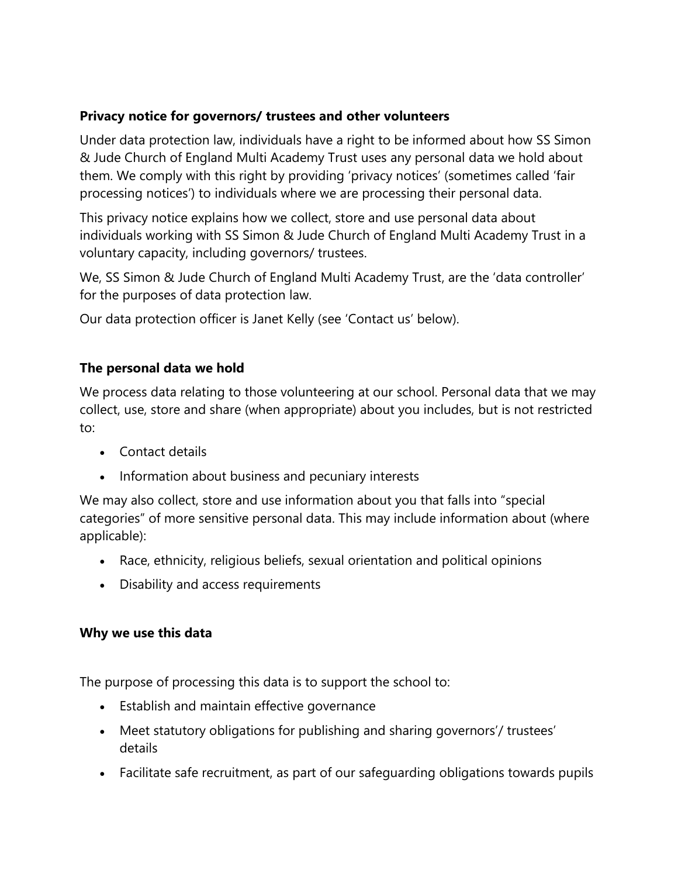**Privacy notice for governors/ trustees and other volunteers**

Under data protection law, individuals have a right to be informed about how SS Simon & Jude Church of England Multi Academy Trust uses any personal data we hold about them. We comply with this right by providing 'privacy notices' (sometimes called 'fair processing notices') to individuals where we are processing their personal data.

This privacy notice explains how we collect, store and use personal data about individuals working with SS Simon & Jude Church of England Multi Academy Trust in a voluntary capacity, including governors/ trustees.

We, SS Simon & Jude Church of England Multi Academy Trust, are the 'data controller' for the purposes of data protection law.

Our data protection officer is Janet Kelly (see 'Contact us' below).

**The personal data we hold**

We process data relating to those volunteering at our school. Personal data that we may collect, use, store and share (when appropriate) about you includes, but is not restricted to:

- Contact details
- Information about business and pecuniary interests

We may also collect, store and use information about you that falls into "special categories" of more sensitive personal data. This may include information about (where applicable):

- Race, ethnicity, religious beliefs, sexual orientation and political opinions
- Disability and access requirements

**Why we use this data**

The purpose of processing this data is to support the school to:

- Establish and maintain effective governance
- Meet statutory obligations for publishing and sharing governors'/ trustees' details
- Facilitate safe recruitment, as part of our safeguarding obligations towards pupils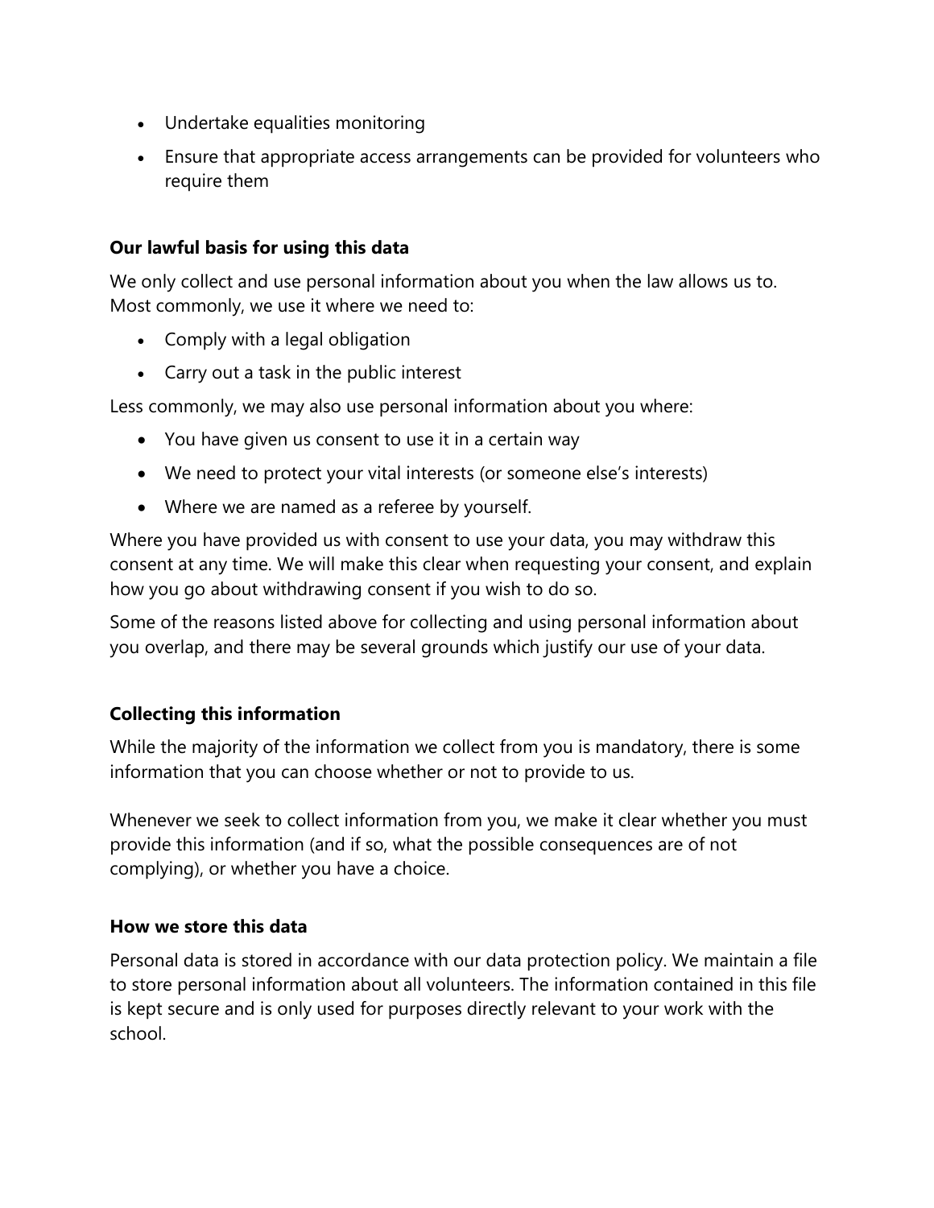- Undertake equalities monitoring
- Ensure that appropriate access arrangements can be provided for volunteers who require them

**Our lawful basis for using this data**

We only collect and use personal information about you when the law allows us to. Most commonly, we use it where we need to:

- Comply with a legal obligation
- Carry out a task in the public interest

Less commonly, we may also use personal information about you where:

- You have given us consent to use it in a certain way
- We need to protect your vital interests (or someone else's interests)
- Where we are named as a referee by yourself.

Where you have provided us with consent to use your data, you may withdraw this consent at any time. We will make this clear when requesting your consent, and explain how you go about withdrawing consent if you wish to do so.

Some of the reasons listed above for collecting and using personal information about you overlap, and there may be several grounds which justify our use of your data.

**Collecting this information**

While the majority of the information we collect from you is mandatory, there is some information that you can choose whether or not to provide to us.

Whenever we seek to collect information from you, we make it clear whether you must provide this information (and if so, what the possible consequences are of not complying), or whether you have a choice.

**How we store this data**

Personal data is stored in accordance with our data protection policy. We maintain a file to store personal information about all volunteers. The information contained in this file is kept secure and is only used for purposes directly relevant to your work with the school.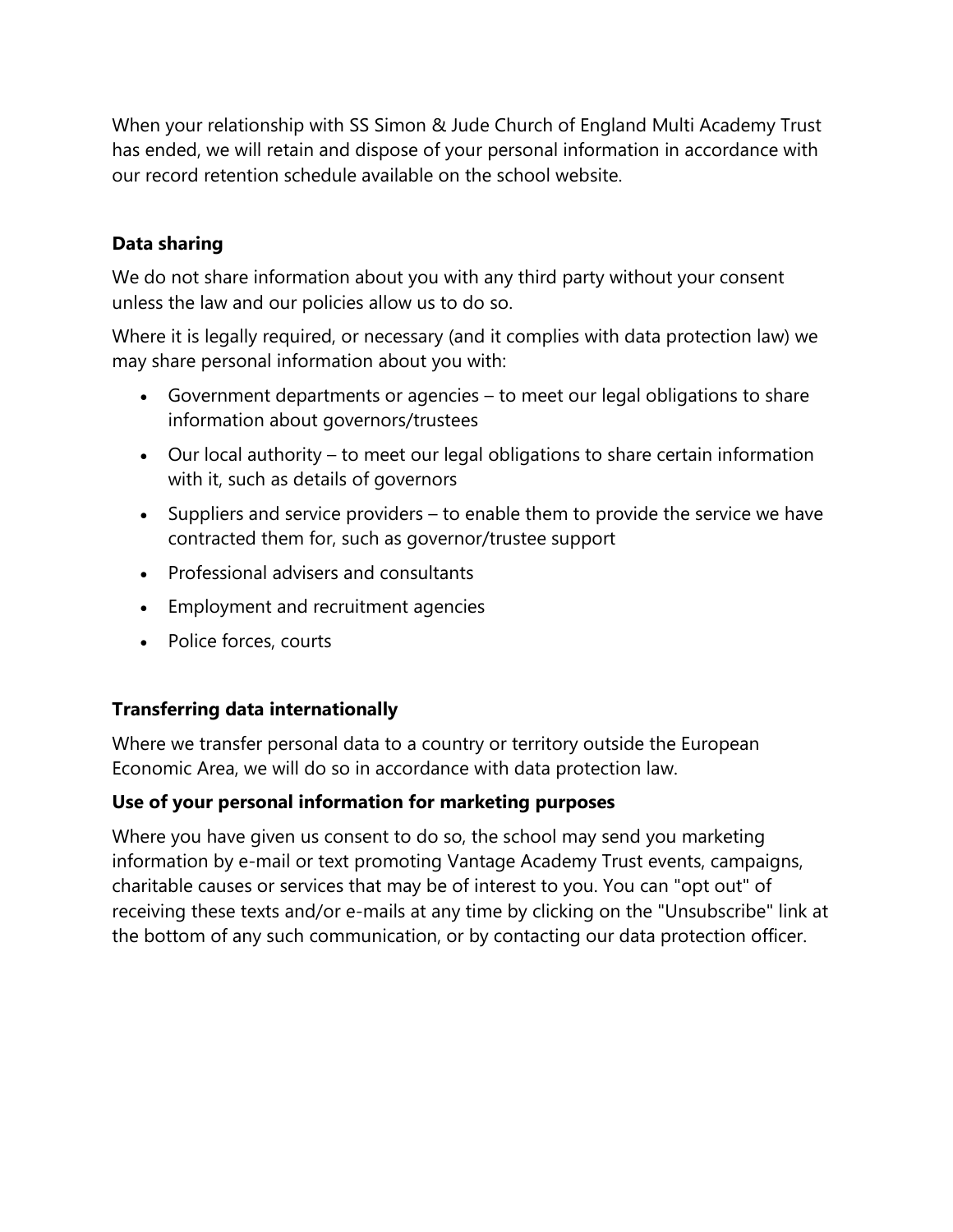When your relationship with SS Simon & Jude Church of England Multi Academy Trust has ended, we will retain and dispose of your personal information in accordance with our record retention schedule available on the school website.

**Data sharing**

We do not share information about you with any third party without your consent unless the law and our policies allow us to do so.

Where it is legally required, or necessary (and it complies with data protection law) we may share personal information about you with:

- Government departments or agencies – to meet our legal obligations to share information about governors/trustees
- Our local authority – to meet our legal obligations to share certain information with it, such as details of governors
- Suppliers and service providers – to enable them to provide the service we have contracted them for, such as governor/trustee support
- Professional advisers and consultants
- Employment and recruitment agencies
- Police forces, courts

**Transferring data internationally**

Where we transfer personal data to a country or territory outside the European Economic Area, we will do so in accordance with data protection law.

**Use of your personal information for marketing purposes**

Where you have given us consent to do so, the school may send you marketing information by e-mail or text promoting Vantage Academy Trust events, campaigns, charitable causes or services that may be of interest to you. You can "opt out" of receiving these texts and/or e-mails at any time by clicking on the "Unsubscribe" link at the bottom of any such communication, or by contacting our data protection officer.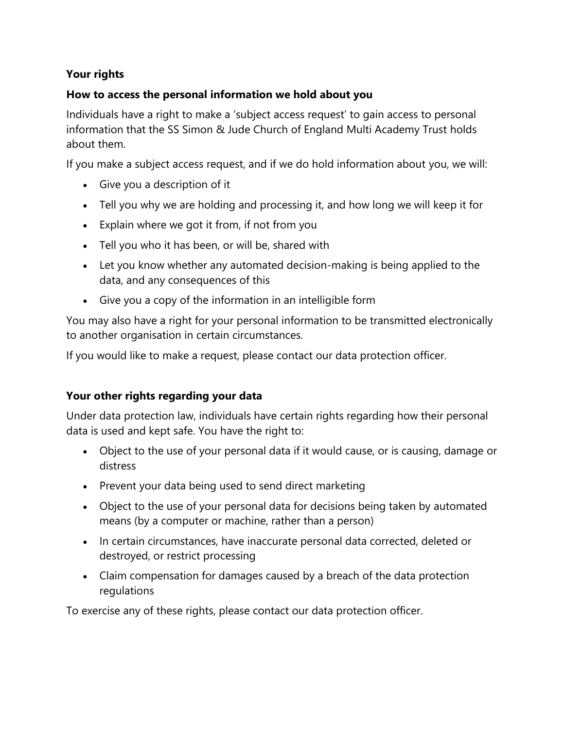## Your rights

### How to access the personal information we hold about you

Individuals have a right to make a 'subject access request' to gain access to personal information that the SS Simon & Jude Church of England Multi Academy Trust holds about them.

If you make a subject access request, and if we do hold information about you, we will:

- Give you a description of it
- Tell you why we are holding and processing it, and how long we will keep it for
- Explain where we got it from, if not from you
- Tell you who it has been, or will be, shared with
- Let you know whether any automated decision-making is being applied to the data, and any consequences of this
- Give you a copy of the information in an intelligible form

You may also have a right for your personal information to be transmitted electronically to another organisation in certain circumstances.

If you would like to make a request, please contact our data protection officer.

### Your other rights regarding your data

Under data protection law, individuals have certain rights regarding how their personal data is used and kept safe. You have the right to:

- Object to the use of your personal data if it would cause, or is causing, damage or distress
- Prevent your data being used to send direct marketing
- Object to the use of your personal data for decisions being taken by automated means (by a computer or machine, rather than a person)
- In certain circumstances, have inaccurate personal data corrected, deleted or destroyed, or restrict processing
- Claim compensation for damages caused by a breach of the data protection regulations

To exercise any of these rights, please contact our data protection officer.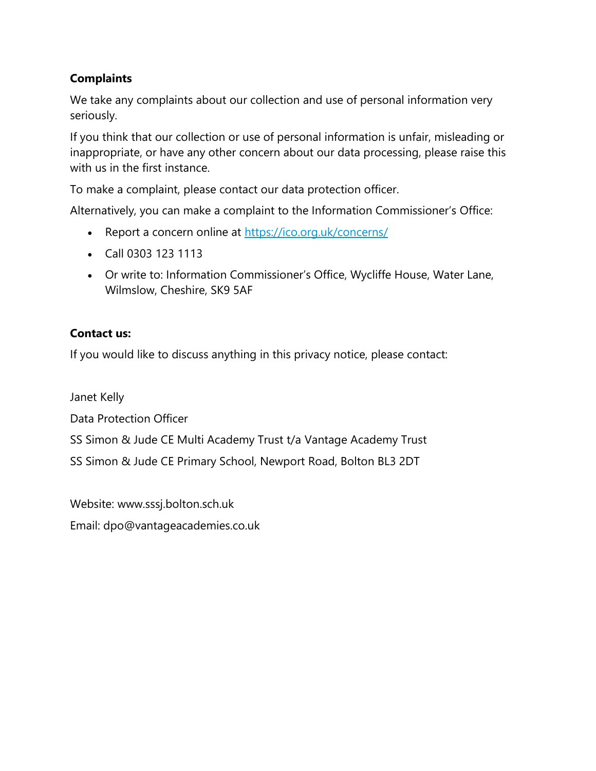**Complaints**

We take any complaints about our collection and use of personal information very seriously.

If you think that our collection or use of personal information is unfair, misleading or inappropriate, or have any other concern about our data processing, please raise this with us in the first instance.

To make a complaint, please contact our data protection officer.

Alternatively, you can make a complaint to the Information Commissioner's Office:

- Report a concern online at https://ico.org.uk/concerns/
- Call 0303 123 1113
- Or write to: Information Commissioner's Office, Wycliffe House, Water Lane, Wilmslow, Cheshire, SK9 5AF

**Contact us:**

If you would like to discuss anything in this privacy notice, please contact:

Janet Kelly

Data Protection Officer

SS Simon & Jude CE Multi Academy Trust t/a Vantage Academy Trust

SS Simon & Jude CE Primary School, Newport Road, Bolton BL3 2DT

Website: www.sssj.bolton.sch.uk

Email: dpo@vantageacademies.co.uk